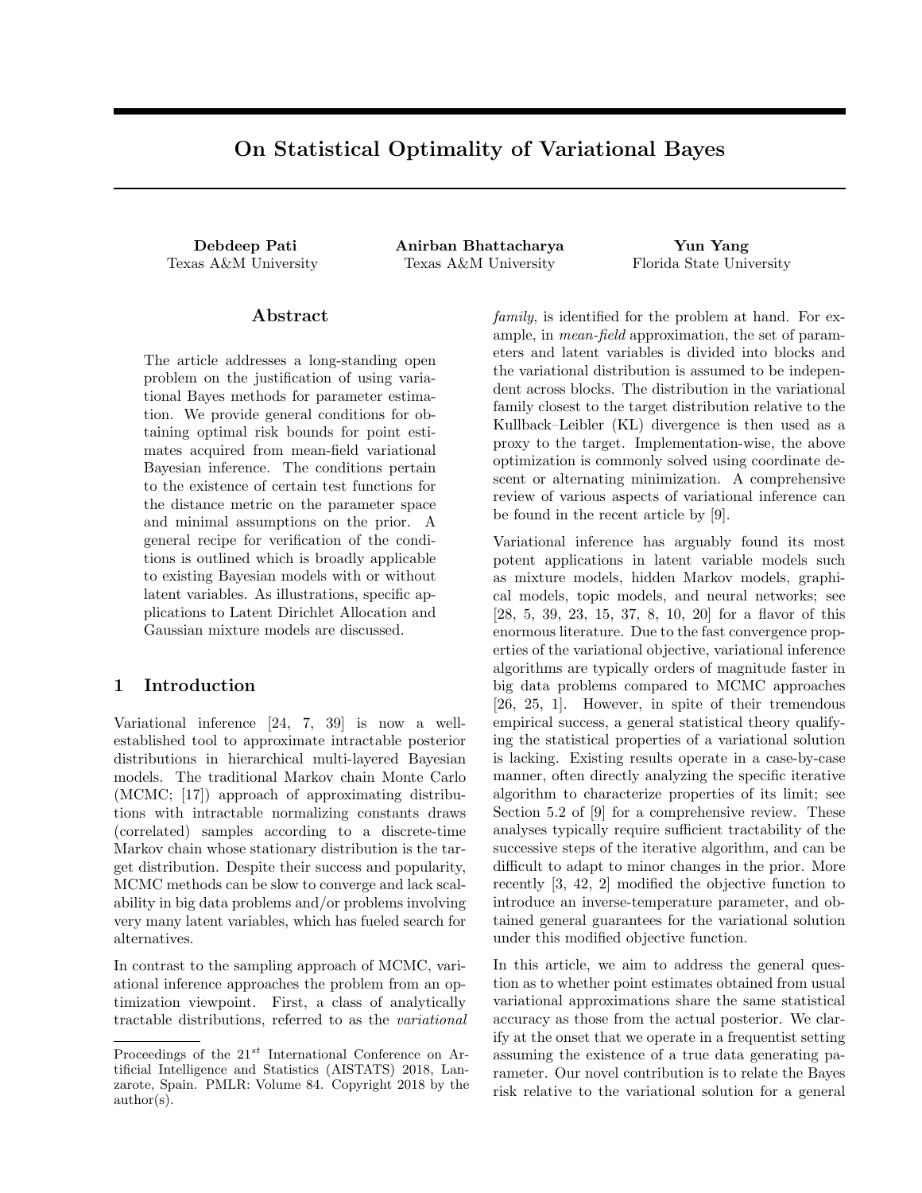# On Statistical Optimality of Variational Bayes

**Debdeep Pati**
Texas A&M University

**Anirban Bhattacharya**
Texas A&M University

**Yun Yang**
Florida State University

## Abstract

The article addresses a long-standing open problem on the justification of using variational Bayes methods for parameter estimation. We provide general conditions for obtaining optimal risk bounds for point estimates acquired from mean-field variational Bayesian inference. The conditions pertain to the existence of certain test functions for the distance metric on the parameter space and minimal assumptions on the prior. A general recipe for verification of the conditions is outlined which is broadly applicable to existing Bayesian models with or without latent variables. As illustrations, specific applications to Latent Dirichlet Allocation and Gaussian mixture models are discussed.

## 1 Introduction

Variational inference [24, 7, 39] is now a well-established tool to approximate intractable posterior distributions in hierarchical multi-layered Bayesian models. The traditional Markov chain Monte Carlo (MCMC; [17]) approach of approximating distributions with intractable normalizing constants draws (correlated) samples according to a discrete-time Markov chain whose stationary distribution is the target distribution. Despite their success and popularity, MCMC methods can be slow to converge and lack scalability in big data problems and/or problems involving very many latent variables, which has fueled search for alternatives.

In contrast to the sampling approach of MCMC, variational inference approaches the problem from an optimization viewpoint. First, a class of analytically tractable distributions, referred to as the *variational family*, is identified for the problem at hand. For example, in *mean-field* approximation, the set of parameters and latent variables is divided into blocks and the variational distribution is assumed to be independent across blocks. The distribution in the variational family closest to the target distribution relative to the Kullback–Leibler (KL) divergence is then used as a proxy to the target. Implementation-wise, the above optimization is commonly solved using coordinate descent or alternating minimization. A comprehensive review of various aspects of variational inference can be found in the recent article by [9].

Variational inference has arguably found its most potent applications in latent variable models such as mixture models, hidden Markov models, graphical models, topic models, and neural networks; see [28, 5, 39, 23, 15, 37, 8, 10, 20] for a flavor of this enormous literature. Due to the fast convergence properties of the variational objective, variational inference algorithms are typically orders of magnitude faster in big data problems compared to MCMC approaches [26, 25, 1]. However, in spite of their tremendous empirical success, a general statistical theory qualifying the statistical properties of a variational solution is lacking. Existing results operate in a case-by-case manner, often directly analyzing the specific iterative algorithm to characterize properties of its limit; see Section 5.2 of [9] for a comprehensive review. These analyses typically require sufficient tractability of the successive steps of the iterative algorithm, and can be difficult to adapt to minor changes in the prior. More recently [3, 42, 2] modified the objective function to introduce an inverse-temperature parameter, and obtained general guarantees for the variational solution under this modified objective function.

In this article, we aim to address the general question as to whether point estimates obtained from usual variational approximations share the same statistical accuracy as those from the actual posterior. We clarify at the onset that we operate in a frequentist setting assuming the existence of a true data generating parameter. Our novel contribution is to relate the Bayes risk relative to the variational solution for a general

Proceedings of the 21[st] International Conference on Artificial Intelligence and Statistics (AISTATS) 2018, Lanzarote, Spain. PMLR: Volume 84. Copyright 2018 by the author(s).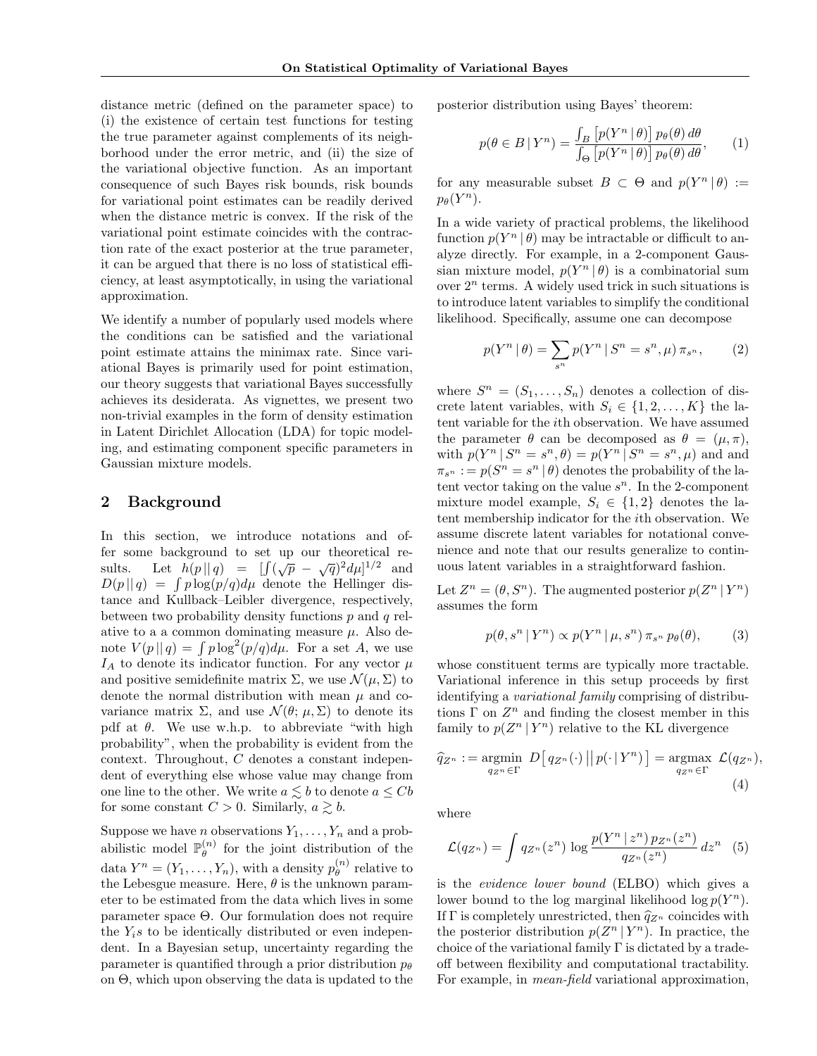distance metric (defined on the parameter space) to (i) the existence of certain test functions for testing the true parameter against complements of its neighborhood under the error metric, and (ii) the size of the variational objective function. As an important consequence of such Bayes risk bounds, risk bounds for variational point estimates can be readily derived when the distance metric is convex. If the risk of the variational point estimate coincides with the contraction rate of the exact posterior at the true parameter, it can be argued that there is no loss of statistical efficiency, at least asymptotically, in using the variational approximation.

We identify a number of popularly used models where the conditions can be satisfied and the variational point estimate attains the minimax rate. Since variational Bayes is primarily used for point estimation, our theory suggests that variational Bayes successfully achieves its desiderata. As vignettes, we present two non-trivial examples in the form of density estimation in Latent Dirichlet Allocation (LDA) for topic modeling, and estimating component specific parameters in Gaussian mixture models.

## 2 Background

In this section, we introduce notations and offer some background to set up our theoretical results. Let $h(p\,||\,q) = [\int(\sqrt{p} - \sqrt{q})^2 d\mu]^{1/2}$ and $D(p\,||\,q) = \int p \log(p/q) d\mu$ denote the Hellinger distance and Kullback–Leibler divergence, respectively, between two probability density functions $p$ and $q$ relative to a a common dominating measure $\mu$. Also denote $V(p\,||\,q) = \int p \log^2(p/q) d\mu$. For a set $A$, we use $I_A$ to denote its indicator function. For any vector $\mu$ and positive semidefinite matrix $\Sigma$, we use $\mathcal{N}(\mu, \Sigma)$ to denote the normal distribution with mean $\mu$ and covariance matrix $\Sigma$, and use $\mathcal{N}(\theta; \mu, \Sigma)$ to denote its pdf at $\theta$. We use w.h.p. to abbreviate "with high probability", when the probability is evident from the context. Throughout, $C$ denotes a constant independent of everything else whose value may change from one line to the other. We write $a \lesssim b$ to denote $a \leq Cb$ for some constant $C > 0$. Similarly, $a \gtrsim b$.

Suppose we have $n$ observations $Y_1, \ldots, Y_n$ and a probabilistic model $\mathbb{P}_\theta^{(n)}$ for the joint distribution of the data $Y^n = (Y_1, \ldots, Y_n)$, with a density $p_\theta^{(n)}$ relative to the Lebesgue measure. Here, $\theta$ is the unknown parameter to be estimated from the data which lives in some parameter space $\Theta$. Our formulation does not require the $Y_i$s to be identically distributed or even independent. In a Bayesian setup, uncertainty regarding the parameter is quantified through a prior distribution $p_\theta$ on $\Theta$, which upon observing the data is updated to the posterior distribution using Bayes' theorem:

$$p(\theta \in B \,|\, Y^n) = \frac{\int_B \big[p(Y^n \,|\, \theta)\big]\, p_\theta(\theta)\, d\theta}{\int_\Theta \big[p(Y^n \,|\, \theta)\big]\, p_\theta(\theta)\, d\theta}, \qquad (1)$$

for any measurable subset $B \subset \Theta$ and $p(Y^n \,|\, \theta) := p_\theta(Y^n)$.

In a wide variety of practical problems, the likelihood function $p(Y^n \,|\, \theta)$ may be intractable or difficult to analyze directly. For example, in a 2-component Gaussian mixture model, $p(Y^n \,|\, \theta)$ is a combinatorial sum over $2^n$ terms. A widely used trick in such situations is to introduce latent variables to simplify the conditional likelihood. Specifically, assume one can decompose

$$p(Y^n \,|\, \theta) = \sum_{s^n} p(Y^n \,|\, S^n = s^n, \mu)\, \pi_{s^n}, \qquad (2)$$

where $S^n = (S_1, \ldots, S_n)$ denotes a collection of discrete latent variables, with $S_i \in \{1, 2, \ldots, K\}$ the latent variable for the $i$th observation. We have assumed the parameter $\theta$ can be decomposed as $\theta = (\mu, \pi)$, with $p(Y^n \,|\, S^n = s^n, \theta) = p(Y^n \,|\, S^n = s^n, \mu)$ and and $\pi_{s^n} := p(S^n = s^n \,|\, \theta)$ denotes the probability of the latent vector taking on the value $s^n$. In the 2-component mixture model example, $S_i \in \{1, 2\}$ denotes the latent membership indicator for the $i$th observation. We assume discrete latent variables for notational convenience and note that our results generalize to continuous latent variables in a straightforward fashion.

Let $Z^n = (\theta, S^n)$. The augmented posterior $p(Z^n \,|\, Y^n)$ assumes the form

$$p(\theta, s^n \,|\, Y^n) \propto p(Y^n \,|\, \mu, s^n)\, \pi_{s^n}\, p_\theta(\theta), \qquad (3)$$

whose constituent terms are typically more tractable. Variational inference in this setup proceeds by first identifying a *variational family* comprising of distributions $\Gamma$ on $Z^n$ and finding the closest member in this family to $p(Z^n \,|\, Y^n)$ relative to the KL divergence

$$\widehat{q}_{Z^n} := \underset{q_{Z^n} \in \Gamma}{\operatorname{argmin}}\; D\big[\, q_{Z^n}(\cdot) \,\big|\big|\, p(\cdot \,|\, Y^n) \big] = \underset{q_{Z^n} \in \Gamma}{\operatorname{argmax}}\; \mathcal{L}(q_{Z^n}), \qquad (4)$$

where

$$\mathcal{L}(q_{Z^n}) = \int q_{Z^n}(z^n)\, \log \frac{p(Y^n \,|\, z^n)\, p_{Z^n}(z^n)}{q_{Z^n}(z^n)}\, dz^n \quad (5)$$

is the *evidence lower bound* (ELBO) which gives a lower bound to the log marginal likelihood $\log p(Y^n)$. If $\Gamma$ is completely unrestricted, then $\widehat{q}_{Z^n}$ coincides with the posterior distribution $p(Z^n \,|\, Y^n)$. In practice, the choice of the variational family $\Gamma$ is dictated by a tradeoff between flexibility and computational tractability. For example, in *mean-field* variational approximation,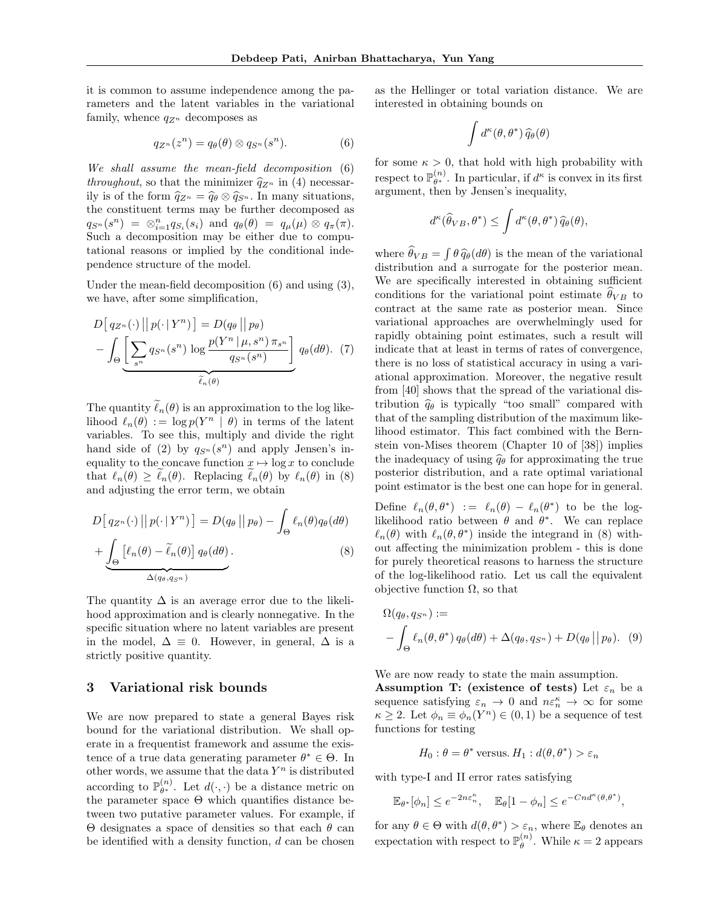it is common to assume independence among the parameters and the latent variables in the variational family, whence $q_{Z^n}$ decomposes as

$$q_{Z^n}(z^n) = q_\theta(\theta) \otimes q_{S^n}(s^n). \tag{6}$$

*We shall assume the mean-field decomposition* (6) *throughout*, so that the minimizer $\widehat{q}_{Z^n}$ in (4) necessarily is of the form $\widehat{q}_{Z^n} = \widehat{q}_\theta \otimes \widehat{q}_{S^n}$. In many situations, the constituent terms may be further decomposed as $q_{S^n}(s^n) = \otimes_{i=1}^n q_{S_i}(s_i)$ and $q_\theta(\theta) = q_\mu(\mu) \otimes q_\pi(\pi)$. Such a decomposition may be either due to computational reasons or implied by the conditional independence structure of the model.

Under the mean-field decomposition (6) and using (3), we have, after some simplification,

$$D\big[\, q_{Z^n}(\cdot) \,\big|\big|\, p(\cdot \,|\, Y^n) \,\big] = D(q_\theta \,||\, p_\theta) - \int_\Theta \underbrace{\left[ \sum_{s^n} q_{S^n}(s^n) \, \log \frac{p(Y^n \,|\, \mu, s^n)\, \pi_{s^n}}{q_{S^n}(s^n)} \right]}_{\widetilde{\ell}_n(\theta)} q_\theta(d\theta). \tag{7}$$

The quantity $\widetilde{\ell}_n(\theta)$ is an approximation to the log likelihood $\ell_n(\theta) := \log p(Y^n \mid \theta)$ in terms of the latent variables. To see this, multiply and divide the right hand side of (2) by $q_{S^n}(s^n)$ and apply Jensen's inequality to the concave function $x \mapsto \log x$ to conclude that $\ell_n(\theta) \geq \widetilde{\ell}_n(\theta)$. Replacing $\widetilde{\ell}_n(\theta)$ by $\ell_n(\theta)$ in (8) and adjusting the error term, we obtain

$$D\big[\, q_{Z^n}(\cdot) \,\big|\big|\, p(\cdot \,|\, Y^n) \,\big] = D(q_\theta \,||\, p_\theta) - \int_\Theta \ell_n(\theta) q_\theta(d\theta) + \underbrace{\int_\Theta \big[\ell_n(\theta) - \widetilde{\ell}_n(\theta)\big] \, q_\theta(d\theta)}_{\Delta(q_\theta, q_{S^n})}. \tag{8}$$

The quantity $\Delta$ is an average error due to the likelihood approximation and is clearly nonnegative. In the specific situation where no latent variables are present in the model, $\Delta \equiv 0$. However, in general, $\Delta$ is a strictly positive quantity.

## 3 Variational risk bounds

We are now prepared to state a general Bayes risk bound for the variational distribution. We shall operate in a frequentist framework and assume the existence of a true data generating parameter $\theta^* \in \Theta$. In other words, we assume that the data $Y^n$ is distributed according to $\mathbb{P}_{\theta^*}^{(n)}$. Let $d(\cdot, \cdot)$ be a distance metric on the parameter space $\Theta$ which quantifies distance between two putative parameter values. For example, if $\Theta$ designates a space of densities so that each $\theta$ can be identified with a density function, $d$ can be chosen as the Hellinger or total variation distance. We are interested in obtaining bounds on

$$\int d^\kappa(\theta, \theta^*) \, \widehat{q}_\theta(\theta)$$

for some $\kappa > 0$, that hold with high probability with respect to $\mathbb{P}_{\theta^*}^{(n)}$. In particular, if $d^\kappa$ is convex in its first argument, then by Jensen's inequality,

$$d^\kappa(\widehat{\theta}_{VB}, \theta^*) \leq \int d^\kappa(\theta, \theta^*) \, \widehat{q}_\theta(\theta),$$

where $\widehat{\theta}_{VB} = \int \theta \, \widehat{q}_\theta(d\theta)$ is the mean of the variational distribution and a surrogate for the posterior mean. We are specifically interested in obtaining sufficient conditions for the variational point estimate $\widehat{\theta}_{VB}$ to contract at the same rate as posterior mean. Since variational approaches are overwhelmingly used for rapidly obtaining point estimates, such a result will indicate that at least in terms of rates of convergence, there is no loss of statistical accuracy in using a variational approximation. Moreover, the negative result from [40] shows that the spread of the variational distribution $\widehat{q}_\theta$ is typically "too small" compared with that of the sampling distribution of the maximum likelihood estimator. This fact combined with the Bernstein von-Mises theorem (Chapter 10 of [38]) implies the inadequacy of using $\widehat{q}_\theta$ for approximating the true posterior distribution, and a rate optimal variational point estimator is the best one can hope for in general.

Define $\ell_n(\theta, \theta^*) := \ell_n(\theta) - \ell_n(\theta^*)$ to be the log-likelihood ratio between $\theta$ and $\theta^*$. We can replace $\ell_n(\theta)$ with $\ell_n(\theta, \theta^*)$ inside the integrand in (8) without affecting the minimization problem - this is done for purely theoretical reasons to harness the structure of the log-likelihood ratio. Let us call the equivalent objective function $\Omega$, so that

$$\Omega(q_\theta, q_{S^n}) := - \int_\Theta \ell_n(\theta, \theta^*) \, q_\theta(d\theta) + \Delta(q_\theta, q_{S^n}) + D(q_\theta \,||\, p_\theta). \tag{9}$$

We are now ready to state the main assumption.

**Assumption T: (existence of tests)** Let $\varepsilon_n$ be a sequence satisfying $\varepsilon_n \to 0$ and $n\varepsilon_n^\kappa \to \infty$ for some $\kappa \geq 2$. Let $\phi_n \equiv \phi_n(Y^n) \in (0, 1)$ be a sequence of test functions for testing

$$H_0 : \theta = \theta^* \text{ versus. } H_1 : d(\theta, \theta^*) > \varepsilon_n$$

with type-I and II error rates satisfying

$$\mathbb{E}_{\theta^*}[\phi_n] \leq e^{-2n\varepsilon_n^\kappa}, \quad \mathbb{E}_\theta[1 - \phi_n] \leq e^{-Cnd^\kappa(\theta, \theta^*)},$$

for any $\theta \in \Theta$ with $d(\theta, \theta^*) > \varepsilon_n$, where $\mathbb{E}_\theta$ denotes an expectation with respect to $\mathbb{P}_\theta^{(n)}$. While $\kappa = 2$ appears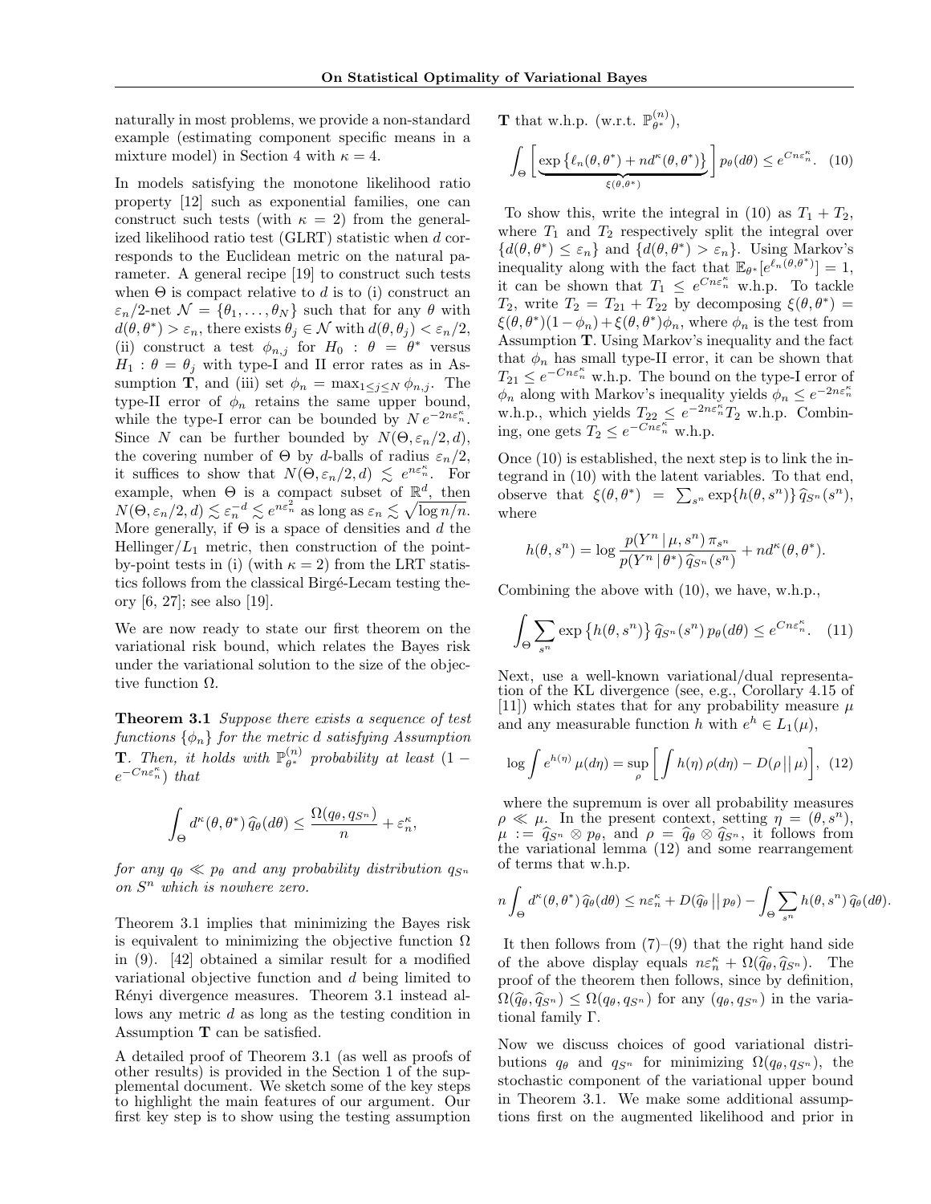naturally in most problems, we provide a non-standard example (estimating component specific means in a mixture model) in Section 4 with $\kappa = 4$.

In models satisfying the monotone likelihood ratio property [12] such as exponential families, one can construct such tests (with $\kappa = 2$) from the generalized likelihood ratio test (GLRT) statistic when $d$ corresponds to the Euclidean metric on the natural parameter. A general recipe [19] to construct such tests when $\Theta$ is compact relative to $d$ is to (i) construct an $\varepsilon_n/2$-net $\mathcal{N} = \{\theta_1, \ldots, \theta_N\}$ such that for any $\theta$ with $d(\theta, \theta^*) > \varepsilon_n$, there exists $\theta_j \in \mathcal{N}$ with $d(\theta, \theta_j) < \varepsilon_n/2$, (ii) construct a test $\phi_{n,j}$ for $H_0 : \theta = \theta^*$ versus $H_1 : \theta = \theta_j$ with type-I and II error rates as in Assumption **T**, and (iii) set $\phi_n = \max_{1 \le j \le N} \phi_{n,j}$. The type-II error of $\phi_n$ retains the same upper bound, while the type-I error can be bounded by $N\, e^{-2n\varepsilon_n^\kappa}$. Since $N$ can be further bounded by $N(\Theta, \varepsilon_n/2, d)$, the covering number of $\Theta$ by $d$-balls of radius $\varepsilon_n/2$, it suffices to show that $N(\Theta, \varepsilon_n/2, d) \lesssim e^{n\varepsilon_n^\kappa}$. For example, when $\Theta$ is a compact subset of $\mathbb{R}^d$, then $N(\Theta, \varepsilon_n/2, d) \lesssim \varepsilon_n^{-d} \lesssim e^{n\varepsilon_n^2}$ as long as $\varepsilon_n \lesssim \sqrt{\log n/n}$. More generally, if $\Theta$ is a space of densities and $d$ the Hellinger/$L_1$ metric, then construction of the point-by-point tests in (i) (with $\kappa = 2$) from the LRT statistics follows from the classical Birgé-Lecam testing theory [6, 27]; see also [19].

We are now ready to state our first theorem on the variational risk bound, which relates the Bayes risk under the variational solution to the size of the objective function $\Omega$.

**Theorem 3.1** *Suppose there exists a sequence of test functions $\{\phi_n\}$ for the metric $d$ satisfying Assumption* **T**. *Then, it holds with $\mathbb{P}_{\theta^*}^{(n)}$ probability at least $(1 - e^{-Cn\varepsilon_n^\kappa})$ that*

$$\int_\Theta d^\kappa(\theta, \theta^*)\, \widehat{q}_\theta(d\theta) \le \frac{\Omega(q_\theta, q_{S^n})}{n} + \varepsilon_n^\kappa,$$

*for any $q_\theta \ll p_\theta$ and any probability distribution $q_{S^n}$ on $S^n$ which is nowhere zero.*

Theorem 3.1 implies that minimizing the Bayes risk is equivalent to minimizing the objective function $\Omega$ in (9). [42] obtained a similar result for a modified variational objective function and $d$ being limited to Rényi divergence measures. Theorem 3.1 instead allows any metric $d$ as long as the testing condition in Assumption **T** can be satisfied.

A detailed proof of Theorem 3.1 (as well as proofs of other results) is provided in the Section 1 of the supplemental document. We sketch some of the key steps to highlight the main features of our argument. Our first key step is to show using the testing assumption **T** that w.h.p. (w.r.t. $\mathbb{P}_{\theta^*}^{(n)}$),

$$\int_\Theta \Big[ \underbrace{\exp\big\{\ell_n(\theta, \theta^*) + n d^\kappa(\theta, \theta^*)\big\}}_{\xi(\theta, \theta^*)} \Big]\, p_\theta(d\theta) \le e^{Cn\varepsilon_n^\kappa}. \quad (10)$$

To show this, write the integral in (10) as $T_1 + T_2$, where $T_1$ and $T_2$ respectively split the integral over $\{d(\theta, \theta^*) \le \varepsilon_n\}$ and $\{d(\theta, \theta^*) > \varepsilon_n\}$. Using Markov's inequality along with the fact that $\mathbb{E}_{\theta^*}[e^{\ell_n(\theta, \theta^*)}] = 1$, it can be shown that $T_1 \le e^{Cn\varepsilon_n^\kappa}$ w.h.p. To tackle $T_2$, write $T_2 = T_{21} + T_{22}$ by decomposing $\xi(\theta, \theta^*) = \xi(\theta, \theta^*)(1 - \phi_n) + \xi(\theta, \theta^*)\phi_n$, where $\phi_n$ is the test from Assumption **T**. Using Markov's inequality and the fact that $\phi_n$ has small type-II error, it can be shown that $T_{21} \le e^{-Cn\varepsilon_n^\kappa}$ w.h.p. The bound on the type-I error of $\phi_n$ along with Markov's inequality yields $\phi_n \le e^{-2n\varepsilon_n^\kappa}$ w.h.p., which yields $T_{22} \le e^{-2n\varepsilon_n^\kappa} T_2$ w.h.p. Combining, one gets $T_2 \le e^{-Cn\varepsilon_n^\kappa}$ w.h.p.

Once (10) is established, the next step is to link the integrand in (10) with the latent variables. To that end, observe that $\xi(\theta, \theta^*) = \sum_{s^n} \exp\{h(\theta, s^n)\}\, \widehat{q}_{S^n}(s^n)$, where

$$h(\theta, s^n) = \log \frac{p(Y^n \mid \mu, s^n)\, \pi_{s^n}}{p(Y^n \mid \theta^*)\, \widehat{q}_{S^n}(s^n)} + n d^\kappa(\theta, \theta^*).$$

Combining the above with (10), we have, w.h.p.,

$$\int_\Theta \sum_{s^n} \exp\big\{h(\theta, s^n)\big\}\, \widehat{q}_{S^n}(s^n)\, p_\theta(d\theta) \le e^{Cn\varepsilon_n^\kappa}. \quad (11)$$

Next, use a well-known variational/dual representation of the KL divergence (see, e.g., Corollary 4.15 of [11]) which states that for any probability measure $\mu$ and any measurable function $h$ with $e^h \in L_1(\mu)$,

$$\log \int e^{h(\eta)}\, \mu(d\eta) = \sup_\rho \Big[ \int h(\eta)\, \rho(d\eta) - D(\rho \,||\, \mu) \Big], \quad (12)$$

where the supremum is over all probability measures $\rho \ll \mu$. In the present context, setting $\eta = (\theta, s^n)$, $\mu := \widehat{q}_{S^n} \otimes p_\theta$, and $\rho = \widehat{q}_\theta \otimes \widehat{q}_{S^n}$, it follows from the variational lemma (12) and some rearrangement of terms that w.h.p.

$$n \int_\Theta d^\kappa(\theta, \theta^*)\, \widehat{q}_\theta(d\theta) \le n\varepsilon_n^\kappa + D(\widehat{q}_\theta \,||\, p_\theta) - \int_\Theta \sum_{s^n} h(\theta, s^n)\, \widehat{q}_\theta(d\theta).$$

It then follows from (7)–(9) that the right hand side of the above display equals $n\varepsilon_n^\kappa + \Omega(\widehat{q}_\theta, \widehat{q}_{S^n})$. The proof of the theorem then follows, since by definition, $\Omega(\widehat{q}_\theta, \widehat{q}_{S^n}) \le \Omega(q_\theta, q_{S^n})$ for any $(q_\theta, q_{S^n})$ in the variational family $\Gamma$.

Now we discuss choices of good variational distributions $q_\theta$ and $q_{S^n}$ for minimizing $\Omega(q_\theta, q_{S^n})$, the stochastic component of the variational upper bound in Theorem 3.1. We make some additional assumptions first on the augmented likelihood and prior in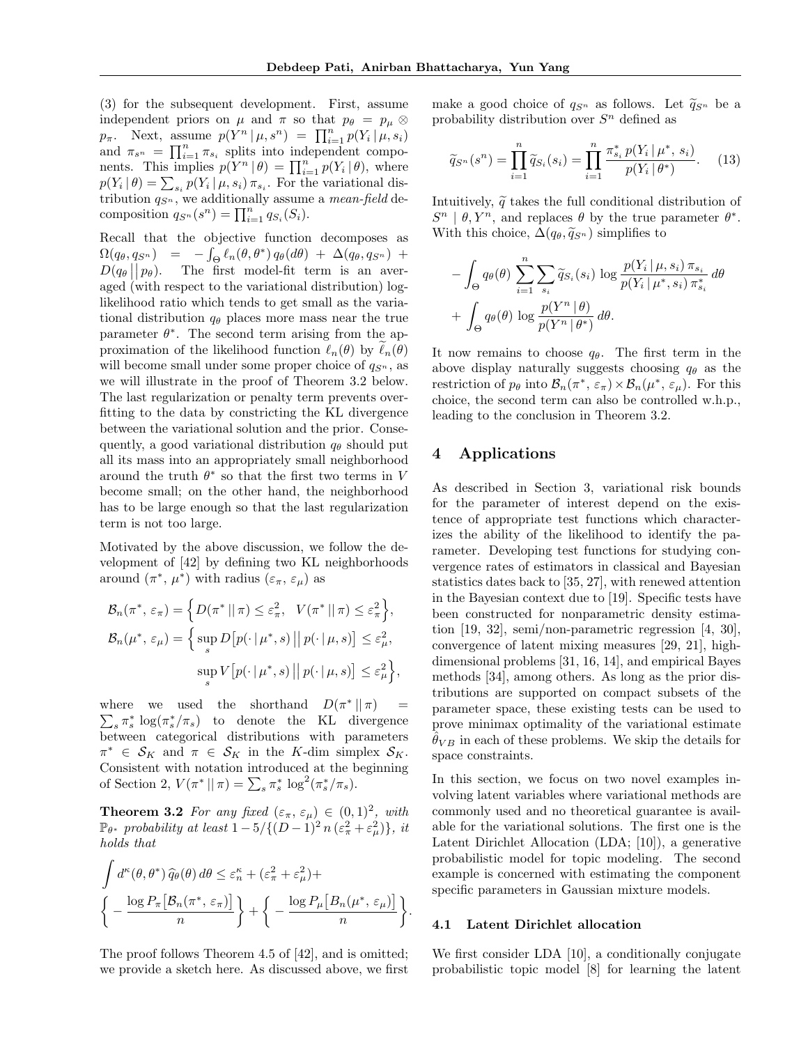(3) for the subsequent development. First, assume independent priors on $\mu$ and $\pi$ so that $p_\theta = p_\mu \otimes p_\pi$. Next, assume $p(Y^n \mid \mu, s^n) = \prod_{i=1}^n p(Y_i \mid \mu, s_i)$ and $\pi_{s^n} = \prod_{i=1}^n \pi_{s_i}$ splits into independent components. This implies $p(Y^n \mid \theta) = \prod_{i=1}^n p(Y_i \mid \theta)$, where $p(Y_i \mid \theta) = \sum_{s_i} p(Y_i \mid \mu, s_i)\, \pi_{s_i}$. For the variational distribution $q_{S^n}$, we additionally assume a *mean-field* decomposition $q_{S^n}(s^n) = \prod_{i=1}^n q_{S_i}(S_i)$.

Recall that the objective function decomposes as $\Omega(q_\theta, q_{S^n}) = -\int_\Theta \ell_n(\theta, \theta^*)\, q_\theta(d\theta) + \Delta(q_\theta, q_{S^n}) + D(q_\theta \,||\, p_\theta)$. The first model-fit term is an averaged (with respect to the variational distribution) log-likelihood ratio which tends to get small as the variational distribution $q_\theta$ places more mass near the true parameter $\theta^*$. The second term arising from the approximation of the likelihood function $\ell_n(\theta)$ by $\widetilde{\ell}_n(\theta)$ will become small under some proper choice of $q_{S^n}$, as we will illustrate in the proof of Theorem 3.2 below. The last regularization or penalty term prevents overfitting to the data by constricting the KL divergence between the variational solution and the prior. Consequently, a good variational distribution $q_\theta$ should put all its mass into an appropriately small neighborhood around the truth $\theta^*$ so that the first two terms in $V$ become small; on the other hand, the neighborhood has to be large enough so that the last regularization term is not too large.

Motivated by the above discussion, we follow the development of [42] by defining two KL neighborhoods around $(\pi^*, \mu^*)$ with radius $(\varepsilon_\pi, \varepsilon_\mu)$ as

$$\mathcal{B}_n(\pi^*, \varepsilon_\pi) = \Big\{ D(\pi^* \,||\, \pi) \le \varepsilon_\pi^2, \quad V(\pi^* \,||\, \pi) \le \varepsilon_\pi^2 \Big\},$$

$$\mathcal{B}_n(\mu^*, \varepsilon_\mu) = \Big\{ \sup_s D\big[p(\cdot \mid \mu^*, s) \,\big|\big|\, p(\cdot \mid \mu, s)\big] \le \varepsilon_\mu^2, \quad \sup_s V\big[p(\cdot \mid \mu^*, s) \,\big|\big|\, p(\cdot \mid \mu, s)\big] \le \varepsilon_\mu^2 \Big\},$$

where we used the shorthand $D(\pi^* \,||\, \pi) = \sum_s \pi_s^* \log(\pi_s^*/\pi_s)$ to denote the KL divergence between categorical distributions with parameters $\pi^* \in \mathcal{S}_K$ and $\pi \in \mathcal{S}_K$ in the $K$-dim simplex $\mathcal{S}_K$. Consistent with notation introduced at the beginning of Section 2, $V(\pi^* \,||\, \pi) = \sum_s \pi_s^* \log^2(\pi_s^*/\pi_s)$.

**Theorem 3.2** *For any fixed $(\varepsilon_\pi, \varepsilon_\mu) \in (0,1)^2$, with $\mathbb{P}_{\theta^*}$ probability at least $1 - 5/\{(D-1)^2\, n\, (\varepsilon_\pi^2 + \varepsilon_\mu^2)\}$, it holds that*

$$\int d^\kappa(\theta, \theta^*)\, \widehat{q}_\theta(\theta)\, d\theta \le \varepsilon_n^\kappa + (\varepsilon_\pi^2 + \varepsilon_\mu^2) + \Big\{ -\frac{\log P_\pi\big[\mathcal{B}_n(\pi^*, \varepsilon_\pi)\big]}{n} \Big\} + \Big\{ -\frac{\log P_\mu\big[B_n(\mu^*, \varepsilon_\mu)\big]}{n} \Big\}.$$

The proof follows Theorem 4.5 of [42], and is omitted; we provide a sketch here. As discussed above, we first make a good choice of $q_{S^n}$ as follows. Let $\widetilde{q}_{S^n}$ be a probability distribution over $S^n$ defined as

$$\widetilde{q}_{S^n}(s^n) = \prod_{i=1}^n \widetilde{q}_{S_i}(s_i) = \prod_{i=1}^n \frac{\pi_{s_i}^*\, p(Y_i \mid \mu^*, s_i)}{p(Y_i \mid \theta^*)}. \qquad (13)$$

Intuitively, $\widetilde{q}$ takes the full conditional distribution of $S^n \mid \theta, Y^n$, and replaces $\theta$ by the true parameter $\theta^*$. With this choice, $\Delta(q_\theta, \widetilde{q}_{S^n})$ simplifies to

$$-\int_\Theta q_\theta(\theta) \sum_{i=1}^n \sum_{s_i} \widetilde{q}_{S_i}(s_i) \log \frac{p(Y_i \mid \mu, s_i)\, \pi_{s_i}}{p(Y_i \mid \mu^*, s_i)\, \pi_{s_i}^*}\, d\theta + \int_\Theta q_\theta(\theta) \log \frac{p(Y^n \mid \theta)}{p(Y^n \mid \theta^*)}\, d\theta.$$

It now remains to choose $q_\theta$. The first term in the above display naturally suggests choosing $q_\theta$ as the restriction of $p_\theta$ into $\mathcal{B}_n(\pi^*, \varepsilon_\pi) \times \mathcal{B}_n(\mu^*, \varepsilon_\mu)$. For this choice, the second term can also be controlled w.h.p., leading to the conclusion in Theorem 3.2.

## 4 Applications

As described in Section 3, variational risk bounds for the parameter of interest depend on the existence of appropriate test functions which characterizes the ability of the likelihood to identify the parameter. Developing test functions for studying convergence rates of estimators in classical and Bayesian statistics dates back to [35, 27], with renewed attention in the Bayesian context due to [19]. Specific tests have been constructed for nonparametric density estimation [19, 32], semi/non-parametric regression [4, 30], convergence of latent mixing measures [29, 21], high-dimensional problems [31, 16, 14], and empirical Bayes methods [34], among others. As long as the prior distributions are supported on compact subsets of the parameter space, these existing tests can be used to prove minimax optimality of the variational estimate $\hat{\theta}_{VB}$ in each of these problems. We skip the details for space constraints.

In this section, we focus on two novel examples involving latent variables where variational methods are commonly used and no theoretical guarantee is available for the variational solutions. The first one is the Latent Dirichlet Allocation (LDA; [10]), a generative probabilistic model for topic modeling. The second example is concerned with estimating the component specific parameters in Gaussian mixture models.

### 4.1 Latent Dirichlet allocation

We first consider LDA [10], a conditionally conjugate probabilistic topic model [8] for learning the latent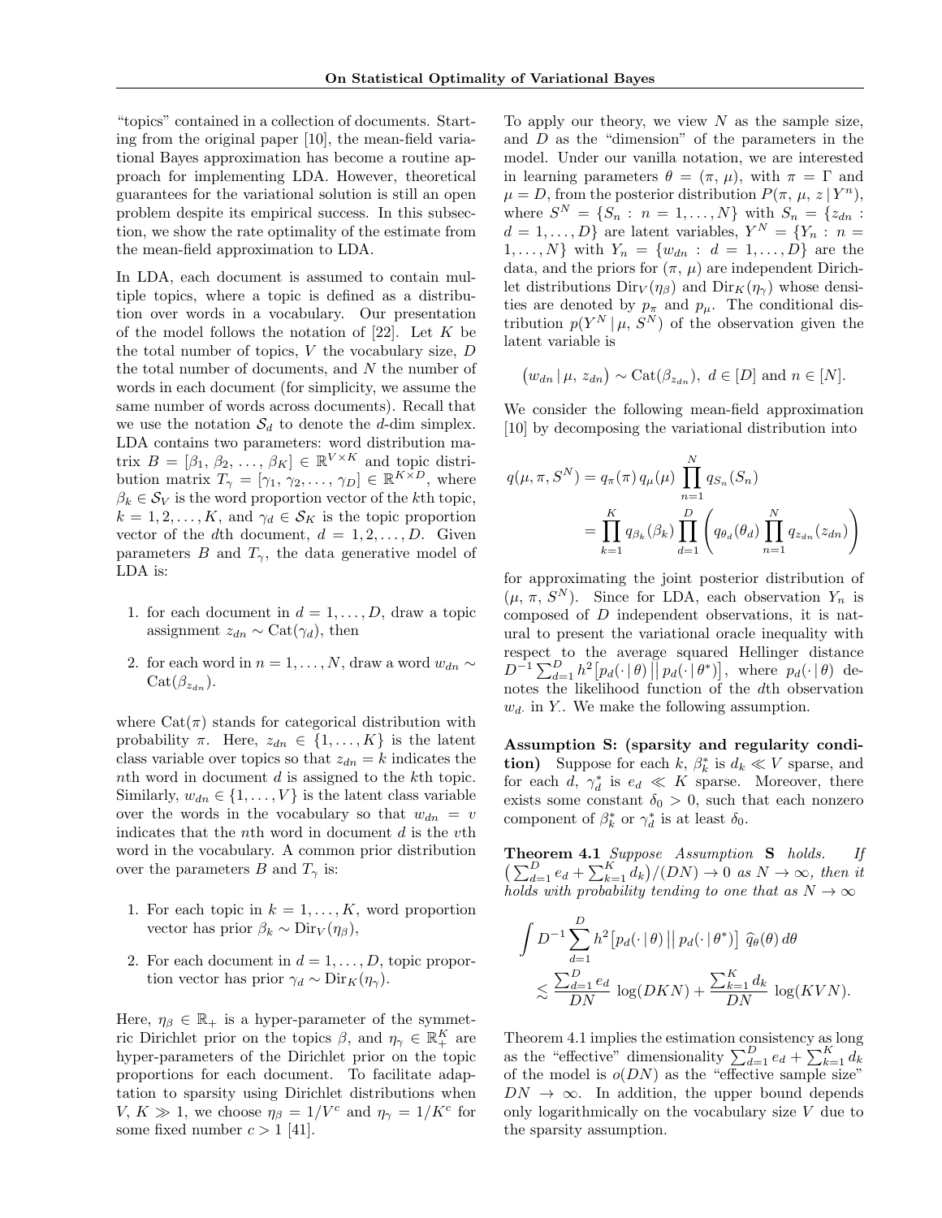"topics" contained in a collection of documents. Starting from the original paper [10], the mean-field variational Bayes approximation has become a routine approach for implementing LDA. However, theoretical guarantees for the variational solution is still an open problem despite its empirical success. In this subsection, we show the rate optimality of the estimate from the mean-field approximation to LDA.

In LDA, each document is assumed to contain multiple topics, where a topic is defined as a distribution over words in a vocabulary. Our presentation of the model follows the notation of [22]. Let $K$ be the total number of topics, $V$ the vocabulary size, $D$ the total number of documents, and $N$ the number of words in each document (for simplicity, we assume the same number of words across documents). Recall that we use the notation $\mathcal{S}_d$ to denote the $d$-dim simplex. LDA contains two parameters: word distribution matrix $B = [\beta_1, \beta_2, \ldots, \beta_K] \in \mathbb{R}^{V\times K}$ and topic distribution matrix $T_\gamma = [\gamma_1, \gamma_2, \ldots, \gamma_D] \in \mathbb{R}^{K\times D}$, where $\beta_k \in \mathcal{S}_V$ is the word proportion vector of the $k$th topic, $k = 1, 2, \ldots, K$, and $\gamma_d \in \mathcal{S}_K$ is the topic proportion vector of the $d$th document, $d = 1, 2, \ldots, D$. Given parameters $B$ and $T_\gamma$, the data generative model of LDA is:

1. for each document in $d = 1, \ldots, D$, draw a topic assignment $z_{dn} \sim \mathrm{Cat}(\gamma_d)$, then
2. for each word in $n = 1, \ldots, N$, draw a word $w_{dn} \sim \mathrm{Cat}(\beta_{z_{dn}})$.

where $\mathrm{Cat}(\pi)$ stands for categorical distribution with probability $\pi$. Here, $z_{dn} \in \{1, \ldots, K\}$ is the latent class variable over topics so that $z_{dn} = k$ indicates the $n$th word in document $d$ is assigned to the $k$th topic. Similarly, $w_{dn} \in \{1, \ldots, V\}$ is the latent class variable over the words in the vocabulary so that $w_{dn} = v$ indicates that the $n$th word in document $d$ is the $v$th word in the vocabulary. A common prior distribution over the parameters $B$ and $T_\gamma$ is:

1. For each topic in $k = 1, \ldots, K$, word proportion vector has prior $\beta_k \sim \mathrm{Dir}_V(\eta_\beta)$,
2. For each document in $d = 1, \ldots, D$, topic proportion vector has prior $\gamma_d \sim \mathrm{Dir}_K(\eta_\gamma)$.

Here, $\eta_\beta \in \mathbb{R}_+$ is a hyper-parameter of the symmetric Dirichlet prior on the topics $\beta$, and $\eta_\gamma \in \mathbb{R}_+^K$ are hyper-parameters of the Dirichlet prior on the topic proportions for each document. To facilitate adaptation to sparsity using Dirichlet distributions when $V, K \gg 1$, we choose $\eta_\beta = 1/V^c$ and $\eta_\gamma = 1/K^c$ for some fixed number $c > 1$ [41].

To apply our theory, we view $N$ as the sample size, and $D$ as the "dimension" of the parameters in the model. Under our vanilla notation, we are interested in learning parameters $\theta = (\pi, \mu)$, with $\pi = \Gamma$ and $\mu = D$, from the posterior distribution $P(\pi, \mu, z \,|\, Y^n)$, where $S^N = \{S_n : n = 1, \ldots, N\}$ with $S_n = \{z_{dn} : d = 1, \ldots, D\}$ are latent variables, $Y^N = \{Y_n : n = 1, \ldots, N\}$ with $Y_n = \{w_{dn} : d = 1, \ldots, D\}$ are the data, and the priors for $(\pi, \mu)$ are independent Dirichlet distributions $\mathrm{Dir}_V(\eta_\beta)$ and $\mathrm{Dir}_K(\eta_\gamma)$ whose densities are denoted by $p_\pi$ and $p_\mu$. The conditional distribution $p(Y^N \,|\, \mu, S^N)$ of the observation given the latent variable is

$$\big(w_{dn} \,|\, \mu, z_{dn}\big) \sim \mathrm{Cat}(\beta_{z_{dn}}),\ d \in [D] \text{ and } n \in [N].$$

We consider the following mean-field approximation [10] by decomposing the variational distribution into

$$\begin{aligned} q(\mu, \pi, S^N) &= q_\pi(\pi)\, q_\mu(\mu) \prod_{n=1}^N q_{S_n}(S_n) \\ &= \prod_{k=1}^K q_{\beta_k}(\beta_k) \prod_{d=1}^D \left( q_{\theta_d}(\theta_d) \prod_{n=1}^N q_{z_{dn}}(z_{dn}) \right) \end{aligned}$$

for approximating the joint posterior distribution of $(\mu, \pi, S^N)$. Since for LDA, each observation $Y_n$ is composed of $D$ independent observations, it is natural to present the variational oracle inequality with respect to the average squared Hellinger distance $D^{-1} \sum_{d=1}^D h^2\big[p_d(\cdot \,|\, \theta) \,\big|\big|\, p_d(\cdot \,|\, \theta^*)\big]$, where $p_d(\cdot \,|\, \theta)$ denotes the likelihood function of the $d$th observation $w_{d\cdot}$ in $Y_\cdot$. We make the following assumption.

**Assumption S: (sparsity and regularity condition)** Suppose for each $k$, $\beta_k^*$ is $d_k \ll V$ sparse, and for each $d$, $\gamma_d^*$ is $e_d \ll K$ sparse. Moreover, there exists some constant $\delta_0 > 0$, such that each nonzero component of $\beta_k^*$ or $\gamma_d^*$ is at least $\delta_0$.

**Theorem 4.1** *Suppose Assumption* **S** *holds. If* $\big(\sum_{d=1}^D e_d + \sum_{k=1}^K d_k\big)/(DN) \to 0$ *as* $N \to \infty$, *then it holds with probability tending to one that as* $N \to \infty$

$$\begin{aligned} &\int D^{-1} \sum_{d=1}^D h^2\big[p_d(\cdot \,|\, \theta) \,\big|\big|\, p_d(\cdot \,|\, \theta^*)\big]\ \widehat{q}_\theta(\theta)\, d\theta \\ &\qquad \lesssim \frac{\sum_{d=1}^D e_d}{DN} \log(DKN) + \frac{\sum_{k=1}^K d_k}{DN} \log(KVN). \end{aligned}$$

Theorem 4.1 implies the estimation consistency as long as the "effective" dimensionality $\sum_{d=1}^D e_d + \sum_{k=1}^K d_k$ of the model is $o(DN)$ as the "effective sample size" $DN \to \infty$. In addition, the upper bound depends only logarithmically on the vocabulary size $V$ due to the sparsity assumption.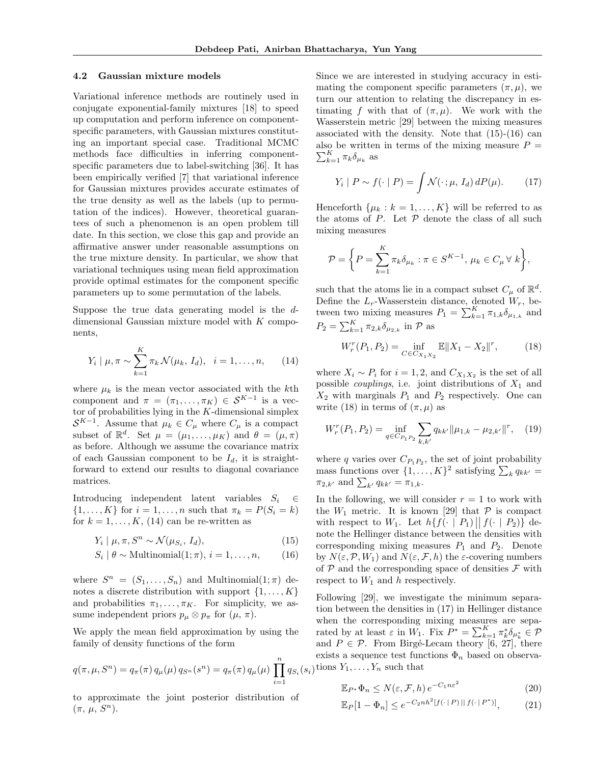### 4.2 Gaussian mixture models

Variational inference methods are routinely used in conjugate exponential-family mixtures [18] to speed up computation and perform inference on component-specific parameters, with Gaussian mixtures constituting an important special case. Traditional MCMC methods face difficulties in inferring component-specific parameters due to label-switching [36]. It has been empirically verified [7] that variational inference for Gaussian mixtures provides accurate estimates of the true density as well as the labels (up to permutation of the indices). However, theoretical guarantees of such a phenomenon is an open problem till date. In this section, we close this gap and provide an affirmative answer under reasonable assumptions on the true mixture density. In particular, we show that variational techniques using mean field approximation provide optimal estimates for the component specific parameters up to some permutation of the labels.

Suppose the true data generating model is the $d$-dimensional Gaussian mixture model with $K$ components,

$$Y_i \mid \mu, \pi \sim \sum_{k=1}^{K} \pi_k \, \mathcal{N}(\mu_k, I_d), \quad i = 1, \dots, n, \tag{14}$$

where $\mu_k$ is the mean vector associated with the $k$th component and $\pi = (\pi_1, \dots, \pi_K) \in \mathcal{S}^{K-1}$ is a vector of probabilities lying in the $K$-dimensional simplex $\mathcal{S}^{K-1}$. Assume that $\mu_k \in C_\mu$ where $C_\mu$ is a compact subset of $\mathbb{R}^d$. Set $\mu = (\mu_1, \dots, \mu_K)$ and $\theta = (\mu, \pi)$ as before. Although we assume the covariance matrix of each Gaussian component to be $I_d$, it is straightforward to extend our results to diagonal covariance matrices.

Introducing independent latent variables $S_i \in \{1, \dots, K\}$ for $i = 1, \dots, n$ such that $\pi_k = P(S_i = k)$ for $k = 1, \dots, K$, (14) can be re-written as

$$Y_i \mid \mu, \pi, S^n \sim \mathcal{N}(\mu_{S_i}, I_d), \tag{15}$$

$$S_i \mid \theta \sim \text{Multinomial}(1; \pi), \; i = 1, \dots, n, \tag{16}$$

where $S^n = (S_1, \dots, S_n)$ and $\text{Multinomial}(1; \pi)$ denotes a discrete distribution with support $\{1, \dots, K\}$ and probabilities $\pi_1, \dots, \pi_K$. For simplicity, we assume independent priors $p_\mu \otimes p_\pi$ for $(\mu, \pi)$.

We apply the mean field approximation by using the family of density functions of the form

$$q(\pi, \mu, S^n) = q_\pi(\pi) \, q_\mu(\mu) \, q_{S^n}(s^n) = q_\pi(\pi) \, q_\mu(\mu) \prod_{i=1}^{n} q_{S_i}(s_i)$$

to approximate the joint posterior distribution of $(\pi, \mu, S^n)$.

Since we are interested in studying accuracy in estimating the component specific parameters $(\pi, \mu)$, we turn our attention to relating the discrepancy in estimating $f$ with that of $(\pi, \mu)$. We work with the Wasserstein metric [29] between the mixing measures associated with the density. Note that (15)-(16) can also be written in terms of the mixing measure $P = \sum_{k=1}^{K} \pi_k \delta_{\mu_k}$ as

$$Y_i \mid P \sim f(\cdot \mid P) = \int \mathcal{N}(\cdot \, ; \mu, \, I_d) \, dP(\mu). \tag{17}$$

Henceforth $\{\mu_k : k = 1, \dots, K\}$ will be referred to as the atoms of $P$. Let $\mathcal{P}$ denote the class of all such mixing measures

$$\mathcal{P} = \bigg\{ P = \sum_{k=1}^{K} \pi_k \delta_{\mu_k} : \pi \in S^{K-1}, \, \mu_k \in C_\mu \; \forall \; k \bigg\},$$

such that the atoms lie in a compact subset $C_\mu$ of $\mathbb{R}^d$. Define the $L_r$-Wasserstein distance, denoted $W_r$, between two mixing measures $P_1 = \sum_{k=1}^{K} \pi_{1,k} \delta_{\mu_{1,k}}$ and $P_2 = \sum_{k=1}^{K} \pi_{2,k} \delta_{\mu_{2,k}}$ in $\mathcal{P}$ as

$$W_r^r(P_1, P_2) = \inf_{C \in C_{X_1 X_2}} \mathbb{E} \|X_1 - X_2\|^r, \tag{18}$$

where $X_i \sim P_i$ for $i = 1, 2$, and $C_{X_1 X_2}$ is the set of all possible *couplings*, i.e. joint distributions of $X_1$ and $X_2$ with marginals $P_1$ and $P_2$ respectively. One can write (18) in terms of $(\pi, \mu)$ as

$$W_r^r(P_1, P_2) = \inf_{q \in C_{P_1 P_2}} \sum_{k, k'} q_{kk'} \|\mu_{1,k} - \mu_{2,k'}\|^r, \tag{19}$$

where $q$ varies over $C_{P_1 P_2}$, the set of joint probability mass functions over $\{1, \dots, K\}^2$ satisfying $\sum_k q_{kk'} = \pi_{2,k'}$ and $\sum_{k'} q_{kk'} = \pi_{1,k}$.

In the following, we will consider $r = 1$ to work with the $W_1$ metric. It is known [29] that $\mathcal{P}$ is compact with respect to $W_1$. Let $h\{f(\cdot \mid P_1) \,\|\, f(\cdot \mid P_2)\}$ denote the Hellinger distance between the densities with corresponding mixing measures $P_1$ and $P_2$. Denote by $N(\varepsilon, \mathcal{P}, W_1)$ and $N(\varepsilon, \mathcal{F}, h)$ the $\varepsilon$-covering numbers of $\mathcal{P}$ and the corresponding space of densities $\mathcal{F}$ with respect to $W_1$ and $h$ respectively.

Following [29], we investigate the minimum separation between the densities in (17) in Hellinger distance when the corresponding mixing measures are separated by at least $\varepsilon$ in $W_1$. Fix $P^* = \sum_{k=1}^{K} \pi_k^* \delta_{\mu_k^*} \in \mathcal{P}$ and $P \in \mathcal{P}$. From Birgé-Lecam theory [6, 27], there exists a sequence test functions $\Phi_n$ based on observations $Y_1, \dots, Y_n$ such that

$$\mathbb{E}_{P^*} \Phi_n \leq N(\varepsilon, \mathcal{F}, h) \, e^{-C_1 n \varepsilon^2} \tag{20}$$

$$\mathbb{E}_P [1 - \Phi_n] \leq e^{-C_2 n h^2 [f(\cdot \mid P) \,||\, f(\cdot \mid P^*)]}, \tag{21}$$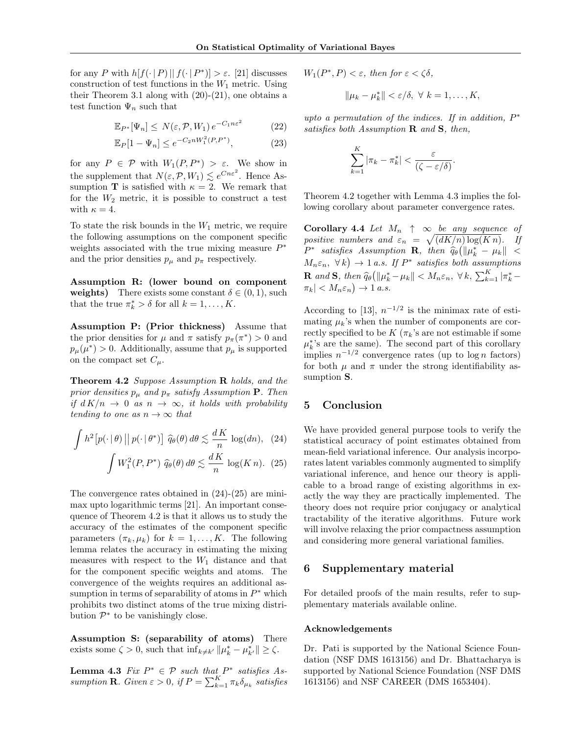for any $P$ with $h[f(\cdot \mid P) \,||\, f(\cdot \mid P^*)] > \varepsilon$. [21] discusses construction of test functions in the $W_1$ metric. Using their Theorem 3.1 along with (20)-(21), one obtains a test function $\Psi_n$ such that

$$\mathbb{E}_{P^*}[\Psi_n] \leq N(\varepsilon, \mathcal{P}, W_1)\, e^{-C_1 n \varepsilon^2} \tag{22}$$

$$\mathbb{E}_{P}[1 - \Psi_n] \leq e^{-C_2 n W_1^2(P, P^*)}, \tag{23}$$

for any $P \in \mathcal{P}$ with $W_1(P, P^*) > \varepsilon$. We show in the supplement that $N(\varepsilon, \mathcal{P}, W_1) \lesssim e^{Cn\varepsilon^2}$. Hence Assumption **T** is satisfied with $\kappa = 2$. We remark that for the $W_2$ metric, it is possible to construct a test with $\kappa = 4$.

To state the risk bounds in the $W_1$ metric, we require the following assumptions on the component specific weights associated with the true mixing measure $P^*$ and the prior densities $p_\mu$ and $p_\pi$ respectively.

**Assumption R: (lower bound on component weights)** There exists some constant $\delta \in (0, 1)$, such that the true $\pi_k^* > \delta$ for all $k = 1, \ldots, K$.

**Assumption P: (Prior thickness)** Assume that the prior densities for $\mu$ and $\pi$ satisfy $p_\pi(\pi^*) > 0$ and $p_\mu(\mu^*) > 0$. Additionally, assume that $p_\mu$ is supported on the compact set $C_\mu$.

**Theorem 4.2** *Suppose Assumption* **R** *holds, and the prior densities $p_\mu$ and $p_\pi$ satisfy Assumption* **P**. *Then if $d\,K/n \to 0$ as $n \to \infty$, it holds with probability tending to one as $n \to \infty$ that*

$$\int h^2\big[p(\cdot \mid \theta) \,\big|\big|\, p(\cdot \mid \theta^*)\big]\; \widehat{q}_\theta(\theta)\, d\theta \lesssim \frac{d\,K}{n}\, \log(dn), \tag{24}$$

$$\int W_1^2(P, P^*)\; \widehat{q}_\theta(\theta)\, d\theta \lesssim \frac{d\,K}{n}\, \log(K\,n). \tag{25}$$

The convergence rates obtained in (24)-(25) are minimax upto logarithmic terms [21]. An important consequence of Theorem 4.2 is that it allows us to study the accuracy of the estimates of the component specific parameters $(\pi_k, \mu_k)$ for $k = 1, \ldots, K$. The following lemma relates the accuracy in estimating the mixing measures with respect to the $W_1$ distance and that for the component specific weights and atoms. The convergence of the weights requires an additional assumption in terms of separability of atoms in $P^*$ which prohibits two distinct atoms of the true mixing distribution $\mathcal{P}^*$ to be vanishingly close.

**Assumption S: (separability of atoms)** There exists some $\zeta > 0$, such that $\inf_{k \neq k'} \|\mu_k^* - \mu_{k'}^*\| \geq \zeta$.

**Lemma 4.3** *Fix $P^* \in \mathcal{P}$ such that $P^*$ satisfies Assumption* **R**. *Given $\varepsilon > 0$, if $P = \sum_{k=1}^K \pi_k \delta_{\mu_k}$ satisfies $W_1(P^*, P) < \varepsilon$, then for $\varepsilon < \zeta\delta$,*

$$\|\mu_k - \mu_k^*\| < \varepsilon/\delta, \ \forall\ k = 1, \ldots, K,$$

*upto a permutation of the indices. If in addition, $P^*$ satisfies both Assumption* **R** *and* **S**, *then,*

$$\sum_{k=1}^K |\pi_k - \pi_k^*| < \frac{\varepsilon}{(\zeta - \varepsilon/\delta)}.$$

Theorem 4.2 together with Lemma 4.3 implies the following corollary about parameter convergence rates.

**Corollary 4.4** *Let $M_n \uparrow \infty$ be any sequence of positive numbers and $\varepsilon_n = \sqrt{(dK/n)\log(K\,n)}$. If $P^*$ satisfies Assumption* **R**, *then $\widehat{q}_\theta\big(\|\mu_k^* - \mu_k\| < M_n \varepsilon_n,\ \forall k\big) \to 1$ a.s. If $P^*$ satisfies both assumptions* **R** *and* **S**, *then $\widehat{q}_\theta\big(\|\mu_k^* - \mu_k\| < M_n\varepsilon_n,\ \forall\, k,\ \sum_{k=1}^K |\pi_k^* - \pi_k| < M_n \varepsilon_n\big) \to 1$ a.s.*

According to [13], $n^{-1/2}$ is the minimax rate of estimating $\mu_k$'s when the number of components are correctly specified to be $K$ ($\pi_k$'s are not estimable if some $\mu_k^*$'s are the same). The second part of this corollary implies $n^{-1/2}$ convergence rates (up to $\log n$ factors) for both $\mu$ and $\pi$ under the strong identifiability assumption **S**.

## 5 Conclusion

We have provided general purpose tools to verify the statistical accuracy of point estimates obtained from mean-field variational inference. Our analysis incorporates latent variables commonly augmented to simplify variational inference, and hence our theory is applicable to a broad range of existing algorithms in exactly the way they are practically implemented. The theory does not require prior conjugacy or analytical tractability of the iterative algorithms. Future work will involve relaxing the prior compactness assumption and considering more general variational families.

## 6 Supplementary material

For detailed proofs of the main results, refer to supplementary materials available online.

### Acknowledgements

Dr. Pati is supported by the National Science Foundation (NSF DMS 1613156) and Dr. Bhattacharya is supported by National Science Foundation (NSF DMS 1613156) and NSF CAREER (DMS 1653404).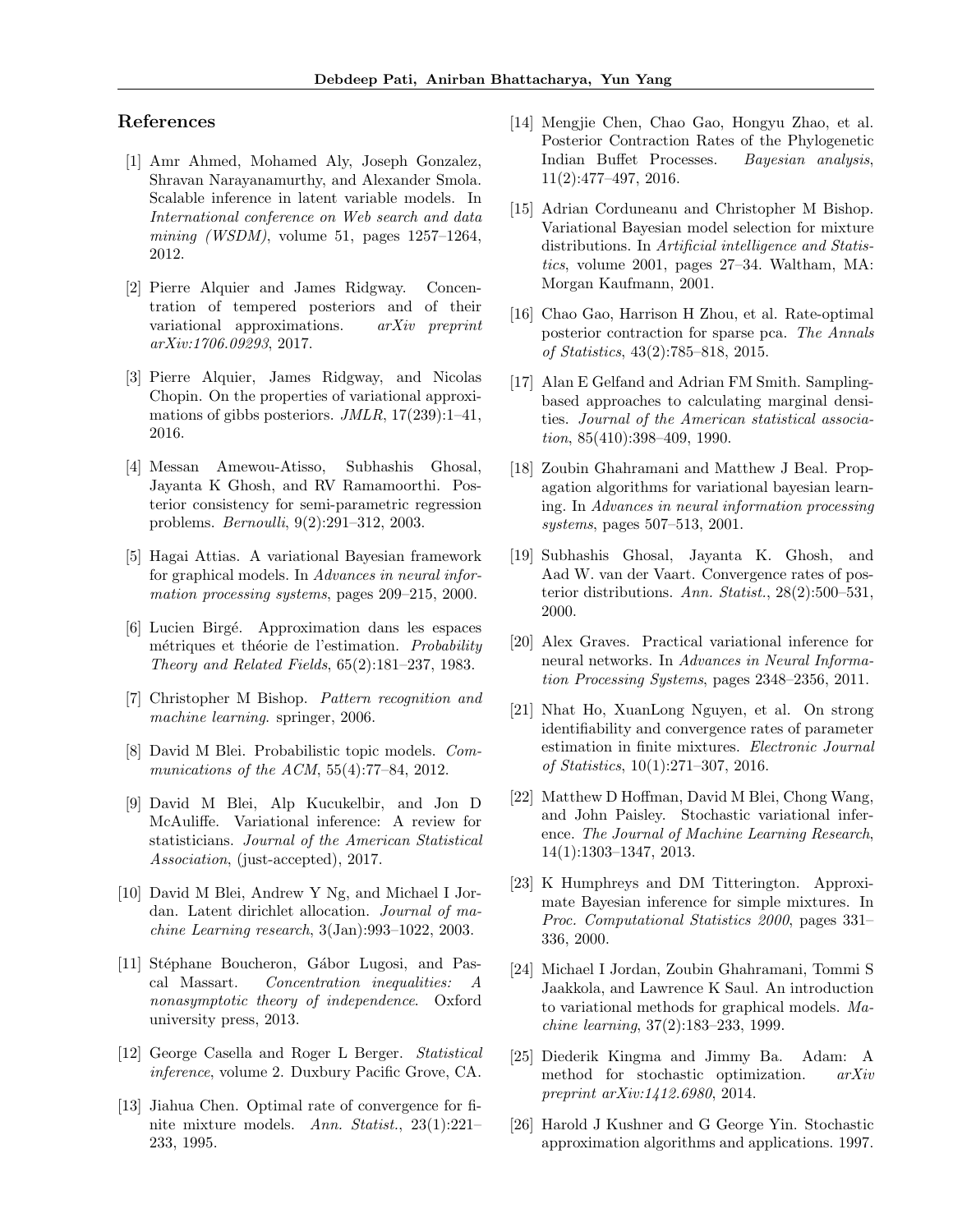## References

[1] Amr Ahmed, Mohamed Aly, Joseph Gonzalez, Shravan Narayanamurthy, and Alexander Smola. Scalable inference in latent variable models. In *International conference on Web search and data mining (WSDM)*, volume 51, pages 1257–1264, 2012.

[2] Pierre Alquier and James Ridgway. Concentration of tempered posteriors and of their variational approximations. *arXiv preprint arXiv:1706.09293*, 2017.

[3] Pierre Alquier, James Ridgway, and Nicolas Chopin. On the properties of variational approximations of gibbs posteriors. *JMLR*, 17(239):1–41, 2016.

[4] Messan Amewou-Atisso, Subhashis Ghosal, Jayanta K Ghosh, and RV Ramamoorthi. Posterior consistency for semi-parametric regression problems. *Bernoulli*, 9(2):291–312, 2003.

[5] Hagai Attias. A variational Bayesian framework for graphical models. In *Advances in neural information processing systems*, pages 209–215, 2000.

[6] Lucien Birgé. Approximation dans les espaces métriques et théorie de l'estimation. *Probability Theory and Related Fields*, 65(2):181–237, 1983.

[7] Christopher M Bishop. *Pattern recognition and machine learning*. springer, 2006.

[8] David M Blei. Probabilistic topic models. *Communications of the ACM*, 55(4):77–84, 2012.

[9] David M Blei, Alp Kucukelbir, and Jon D McAuliffe. Variational inference: A review for statisticians. *Journal of the American Statistical Association*, (just-accepted), 2017.

[10] David M Blei, Andrew Y Ng, and Michael I Jordan. Latent dirichlet allocation. *Journal of machine Learning research*, 3(Jan):993–1022, 2003.

[11] Stéphane Boucheron, Gábor Lugosi, and Pascal Massart. *Concentration inequalities: A nonasymptotic theory of independence*. Oxford university press, 2013.

[12] George Casella and Roger L Berger. *Statistical inference*, volume 2. Duxbury Pacific Grove, CA.

[13] Jiahua Chen. Optimal rate of convergence for finite mixture models. *Ann. Statist.*, 23(1):221–233, 1995.

[14] Mengjie Chen, Chao Gao, Hongyu Zhao, et al. Posterior Contraction Rates of the Phylogenetic Indian Buffet Processes. *Bayesian analysis*, 11(2):477–497, 2016.

[15] Adrian Corduneanu and Christopher M Bishop. Variational Bayesian model selection for mixture distributions. In *Artificial intelligence and Statistics*, volume 2001, pages 27–34. Waltham, MA: Morgan Kaufmann, 2001.

[16] Chao Gao, Harrison H Zhou, et al. Rate-optimal posterior contraction for sparse pca. *The Annals of Statistics*, 43(2):785–818, 2015.

[17] Alan E Gelfand and Adrian FM Smith. Sampling-based approaches to calculating marginal densities. *Journal of the American statistical association*, 85(410):398–409, 1990.

[18] Zoubin Ghahramani and Matthew J Beal. Propagation algorithms for variational bayesian learning. In *Advances in neural information processing systems*, pages 507–513, 2001.

[19] Subhashis Ghosal, Jayanta K. Ghosh, and Aad W. van der Vaart. Convergence rates of posterior distributions. *Ann. Statist.*, 28(2):500–531, 2000.

[20] Alex Graves. Practical variational inference for neural networks. In *Advances in Neural Information Processing Systems*, pages 2348–2356, 2011.

[21] Nhat Ho, XuanLong Nguyen, et al. On strong identifiability and convergence rates of parameter estimation in finite mixtures. *Electronic Journal of Statistics*, 10(1):271–307, 2016.

[22] Matthew D Hoffman, David M Blei, Chong Wang, and John Paisley. Stochastic variational inference. *The Journal of Machine Learning Research*, 14(1):1303–1347, 2013.

[23] K Humphreys and DM Titterington. Approximate Bayesian inference for simple mixtures. In *Proc. Computational Statistics 2000*, pages 331–336, 2000.

[24] Michael I Jordan, Zoubin Ghahramani, Tommi S Jaakkola, and Lawrence K Saul. An introduction to variational methods for graphical models. *Machine learning*, 37(2):183–233, 1999.

[25] Diederik Kingma and Jimmy Ba. Adam: A method for stochastic optimization. *arXiv preprint arXiv:1412.6980*, 2014.

[26] Harold J Kushner and G George Yin. Stochastic approximation algorithms and applications. 1997.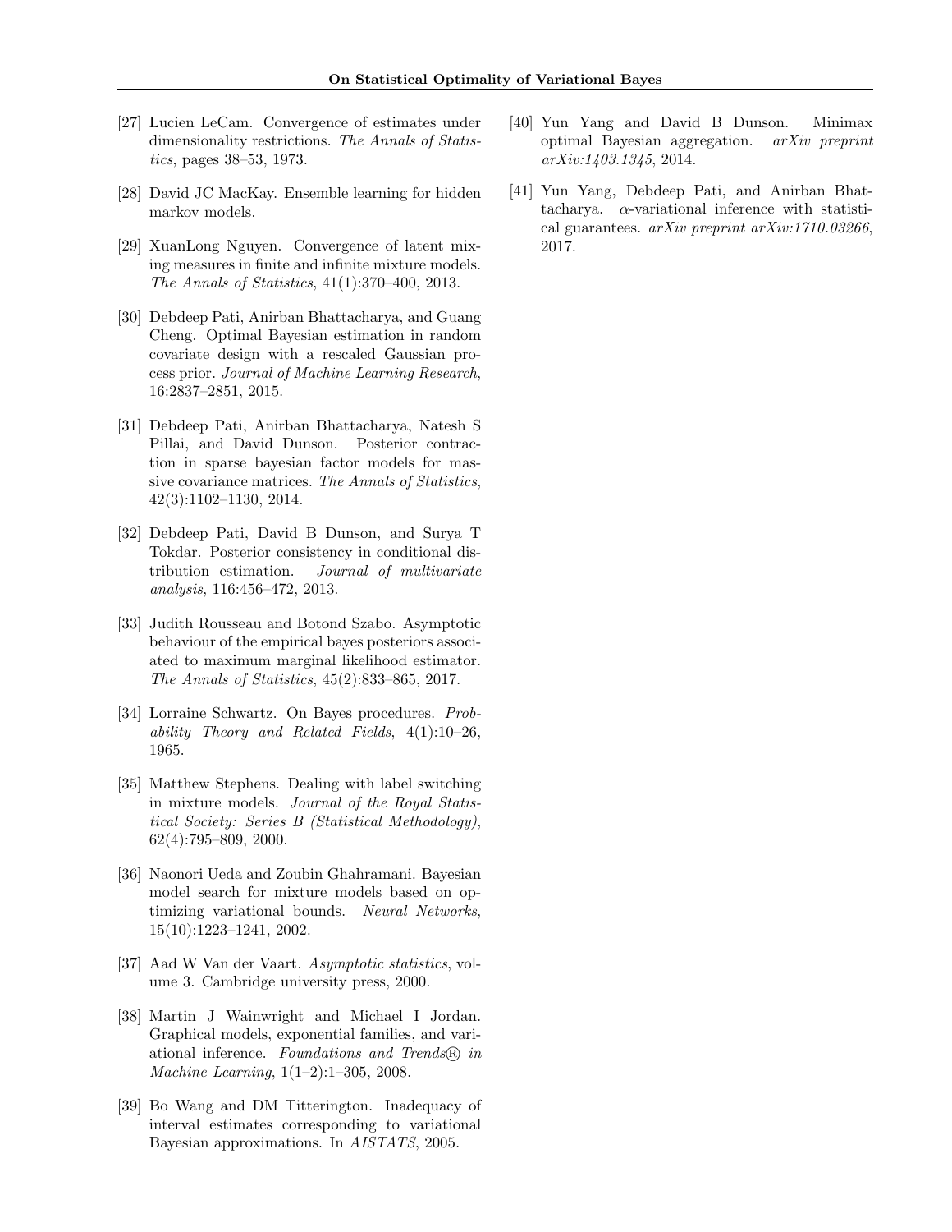[27] Lucien LeCam. Convergence of estimates under dimensionality restrictions. *The Annals of Statistics*, pages 38–53, 1973.

[28] David JC MacKay. Ensemble learning for hidden markov models.

[29] XuanLong Nguyen. Convergence of latent mixing measures in finite and infinite mixture models. *The Annals of Statistics*, 41(1):370–400, 2013.

[30] Debdeep Pati, Anirban Bhattacharya, and Guang Cheng. Optimal Bayesian estimation in random covariate design with a rescaled Gaussian process prior. *Journal of Machine Learning Research*, 16:2837–2851, 2015.

[31] Debdeep Pati, Anirban Bhattacharya, Natesh S Pillai, and David Dunson. Posterior contraction in sparse bayesian factor models for massive covariance matrices. *The Annals of Statistics*, 42(3):1102–1130, 2014.

[32] Debdeep Pati, David B Dunson, and Surya T Tokdar. Posterior consistency in conditional distribution estimation. *Journal of multivariate analysis*, 116:456–472, 2013.

[33] Judith Rousseau and Botond Szabo. Asymptotic behaviour of the empirical bayes posteriors associated to maximum marginal likelihood estimator. *The Annals of Statistics*, 45(2):833–865, 2017.

[34] Lorraine Schwartz. On Bayes procedures. *Probability Theory and Related Fields*, 4(1):10–26, 1965.

[35] Matthew Stephens. Dealing with label switching in mixture models. *Journal of the Royal Statistical Society: Series B (Statistical Methodology)*, 62(4):795–809, 2000.

[36] Naonori Ueda and Zoubin Ghahramani. Bayesian model search for mixture models based on optimizing variational bounds. *Neural Networks*, 15(10):1223–1241, 2002.

[37] Aad W Van der Vaart. *Asymptotic statistics*, volume 3. Cambridge university press, 2000.

[38] Martin J Wainwright and Michael I Jordan. Graphical models, exponential families, and variational inference. *Foundations and Trends® in Machine Learning*, 1(1–2):1–305, 2008.

[39] Bo Wang and DM Titterington. Inadequacy of interval estimates corresponding to variational Bayesian approximations. In *AISTATS*, 2005.

[40] Yun Yang and David B Dunson. Minimax optimal Bayesian aggregation. *arXiv preprint arXiv:1403.1345*, 2014.

[41] Yun Yang, Debdeep Pati, and Anirban Bhattacharya. $\alpha$-variational inference with statistical guarantees. *arXiv preprint arXiv:1710.03266*, 2017.